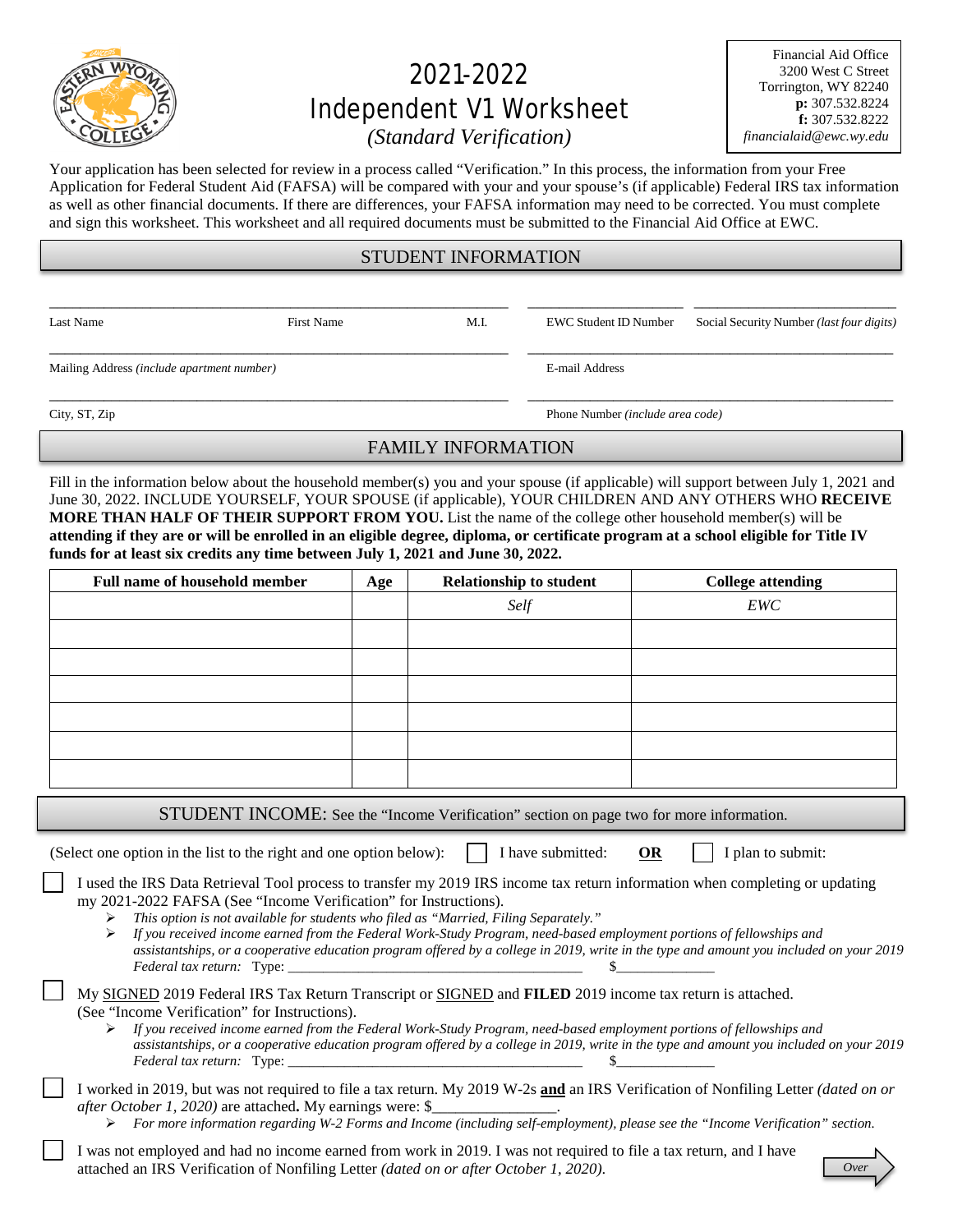# 2021-2022 Independent V1 Worksheet

*(Standard Verification)*

Financial Aid Office
3200 West C Street
Torrington, WY 82240
**p:** 307.532.8224
**f:** 307.532.8222
*financialaid@ewc.wy.edu*

Your application has been selected for review in a process called "Verification." In this process, the information from your Free Application for Federal Student Aid (FAFSA) will be compared with your and your spouse's (if applicable) Federal IRS tax information as well as other financial documents. If there are differences, your FAFSA information may need to be corrected. You must complete and sign this worksheet. This worksheet and all required documents must be submitted to the Financial Aid Office at EWC.

## STUDENT INFORMATION

Last Name ____________ First Name ____________ M.I. ____ EWC Student ID Number ____________ Social Security Number *(last four digits)* ____________

Mailing Address *(include apartment number)* ____________________ E-mail Address ____________________

City, ST, Zip ____________________ Phone Number *(include area code)* ____________________

## FAMILY INFORMATION

Fill in the information below about the household member(s) you and your spouse (if applicable) will support between July 1, 2021 and June 30, 2022. INCLUDE YOURSELF, YOUR SPOUSE (if applicable), YOUR CHILDREN AND ANY OTHERS WHO **RECEIVE MORE THAN HALF OF THEIR SUPPORT FROM YOU.** List the name of the college other household member(s) will be **attending if they are or will be enrolled in an eligible degree, diploma, or certificate program at a school eligible for Title IV funds for at least six credits any time between July 1, 2021 and June 30, 2022.**

| Full name of household member | Age | Relationship to student | College attending |
|---|---|---|---|
| | | *Self* | *EWC* |
| | | | |
| | | | |
| | | | |
| | | | |
| | | | |
| | | | |

## STUDENT INCOME: See the "Income Verification" section on page two for more information.

(Select one option in the list to the right and one option below): ☐ I have submitted: **OR** ☐ I plan to submit:

☐ I used the IRS Data Retrieval Tool process to transfer my 2019 IRS income tax return information when completing or updating my 2021-2022 FAFSA (See "Income Verification" for Instructions).

- *This option is not available for students who filed as "Married, Filing Separately."*
- *If you received income earned from the Federal Work-Study Program, need-based employment portions of fellowships and assistantships, or a cooperative education program offered by a college in 2019, write in the type and amount you included on your 2019 Federal tax return:* Type: ______________________ $____________

☐ My SIGNED 2019 Federal IRS Tax Return Transcript or SIGNED and **FILED** 2019 income tax return is attached. (See "Income Verification" for Instructions).

- *If you received income earned from the Federal Work-Study Program, need-based employment portions of fellowships and assistantships, or a cooperative education program offered by a college in 2019, write in the type and amount you included on your 2019 Federal tax return:* Type: ______________________ $____________

☐ I worked in 2019, but was not required to file a tax return. My 2019 W-2s **and** an IRS Verification of Nonfiling Letter *(dated on or after October 1, 2020)* are attached**.** My earnings were: $________________.

- *For more information regarding W-2 Forms and Income (including self-employment), please see the "Income Verification" section.*

☐ I was not employed and had no income earned from work in 2019. I was not required to file a tax return, and I have attached an IRS Verification of Nonfiling Letter *(dated on or after October 1, 2020).*

*Over*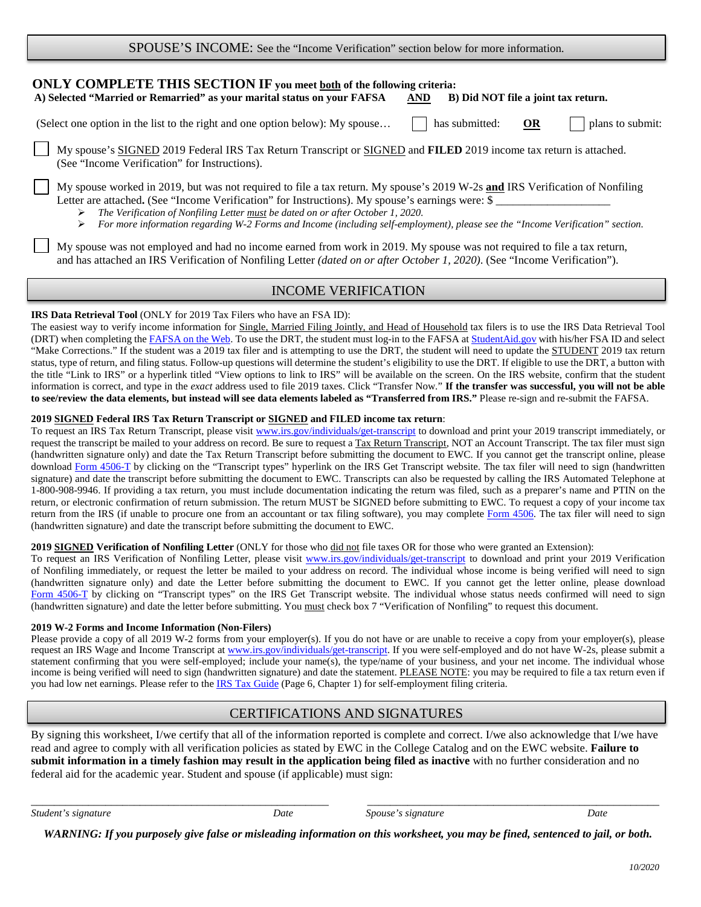## SPOUSE'S INCOME: See the "Income Verification" section below for more information.

**ONLY COMPLETE THIS SECTION IF you meet both of the following criteria:**
**A) Selected "Married or Remarried" as your marital status on your FAFSA AND B) Did NOT file a joint tax return.**

(Select one option in the list to the right and one option below): My spouse… ☐ has submitted: **OR** ☐ plans to submit:

☐ My spouse's SIGNED 2019 Federal IRS Tax Return Transcript or SIGNED and **FILED** 2019 income tax return is attached. (See "Income Verification" for Instructions).

☐ My spouse worked in 2019, but was not required to file a tax return. My spouse's 2019 W-2s **and** IRS Verification of Nonfiling Letter are attached**.** (See "Income Verification" for Instructions). My spouse's earnings were: $ ___________________

- *The Verification of Nonfiling Letter must be dated on or after October 1, 2020.*
- *For more information regarding W-2 Forms and Income (including self-employment), please see the "Income Verification" section.*

☐ My spouse was not employed and had no income earned from work in 2019. My spouse was not required to file a tax return, and has attached an IRS Verification of Nonfiling Letter *(dated on or after October 1, 2020)*. (See "Income Verification").

## INCOME VERIFICATION

**IRS Data Retrieval Tool** (ONLY for 2019 Tax Filers who have an FSA ID):
The easiest way to verify income information for Single, Married Filing Jointly, and Head of Household tax filers is to use the IRS Data Retrieval Tool (DRT) when completing the FAFSA on the Web. To use the DRT, the student must log-in to the FAFSA at StudentAid.gov with his/her FSA ID and select "Make Corrections." If the student was a 2019 tax filer and is attempting to use the DRT, the student will need to update the STUDENT 2019 tax return status, type of return, and filing status. Follow-up questions will determine the student's eligibility to use the DRT. If eligible to use the DRT, a button with the title "Link to IRS" or a hyperlink titled "View options to link to IRS" will be available on the screen. On the IRS website, confirm that the student information is correct, and type in the *exact* address used to file 2019 taxes. Click "Transfer Now." **If the transfer was successful, you will not be able to see/review the data elements, but instead will see data elements labeled as "Transferred from IRS."** Please re-sign and re-submit the FAFSA.

**2019 SIGNED Federal IRS Tax Return Transcript or SIGNED and FILED income tax return**:
To request an IRS Tax Return Transcript, please visit www.irs.gov/individuals/get-transcript to download and print your 2019 transcript immediately, or request the transcript be mailed to your address on record. Be sure to request a Tax Return Transcript, NOT an Account Transcript. The tax filer must sign (handwritten signature only) and date the Tax Return Transcript before submitting the document to EWC. If you cannot get the transcript online, please download Form 4506-T by clicking on the "Transcript types" hyperlink on the IRS Get Transcript website. The tax filer will need to sign (handwritten signature) and date the transcript before submitting the document to EWC. Transcripts can also be requested by calling the IRS Automated Telephone at 1-800-908-9946. If providing a tax return, you must include documentation indicating the return was filed, such as a preparer's name and PTIN on the return, or electronic confirmation of return submission. The return MUST be SIGNED before submitting to EWC. To request a copy of your income tax return from the IRS (if unable to procure one from an accountant or tax filing software), you may complete Form 4506. The tax filer will need to sign (handwritten signature) and date the transcript before submitting the document to EWC.

**2019 SIGNED Verification of Nonfiling Letter** (ONLY for those who did not file taxes OR for those who were granted an Extension):
To request an IRS Verification of Nonfiling Letter, please visit www.irs.gov/individuals/get-transcript to download and print your 2019 Verification of Nonfiling immediately, or request the letter be mailed to your address on record. The individual whose income is being verified will need to sign (handwritten signature only) and date the Letter before submitting the document to EWC. If you cannot get the letter online, please download Form 4506-T by clicking on "Transcript types" on the IRS Get Transcript website. The individual whose status needs confirmed will need to sign (handwritten signature) and date the letter before submitting. You must check box 7 "Verification of Nonfiling" to request this document.

**2019 W-2 Forms and Income Information (Non-Filers)**
Please provide a copy of all 2019 W-2 forms from your employer(s). If you do not have or are unable to receive a copy from your employer(s), please request an IRS Wage and Income Transcript at www.irs.gov/individuals/get-transcript. If you were self-employed and do not have W-2s, please submit a statement confirming that you were self-employed; include your name(s), the type/name of your business, and your net income. The individual whose income is being verified will need to sign (handwritten signature) and date the statement. PLEASE NOTE: you may be required to file a tax return even if you had low net earnings. Please refer to the IRS Tax Guide (Page 6, Chapter 1) for self-employment filing criteria.

## CERTIFICATIONS AND SIGNATURES

By signing this worksheet, I/we certify that all of the information reported is complete and correct. I/we also acknowledge that I/we have read and agree to comply with all verification policies as stated by EWC in the College Catalog and on the EWC website. **Failure to submit information in a timely fashion may result in the application being filed as inactive** with no further consideration and no federal aid for the academic year. Student and spouse (if applicable) must sign:

_________________________________________ _________________________________________
*Student's signature* *Date* *Spouse's signature* *Date*

***WARNING: If you purposely give false or misleading information on this worksheet, you may be fined, sentenced to jail, or both.***

*10/2020*